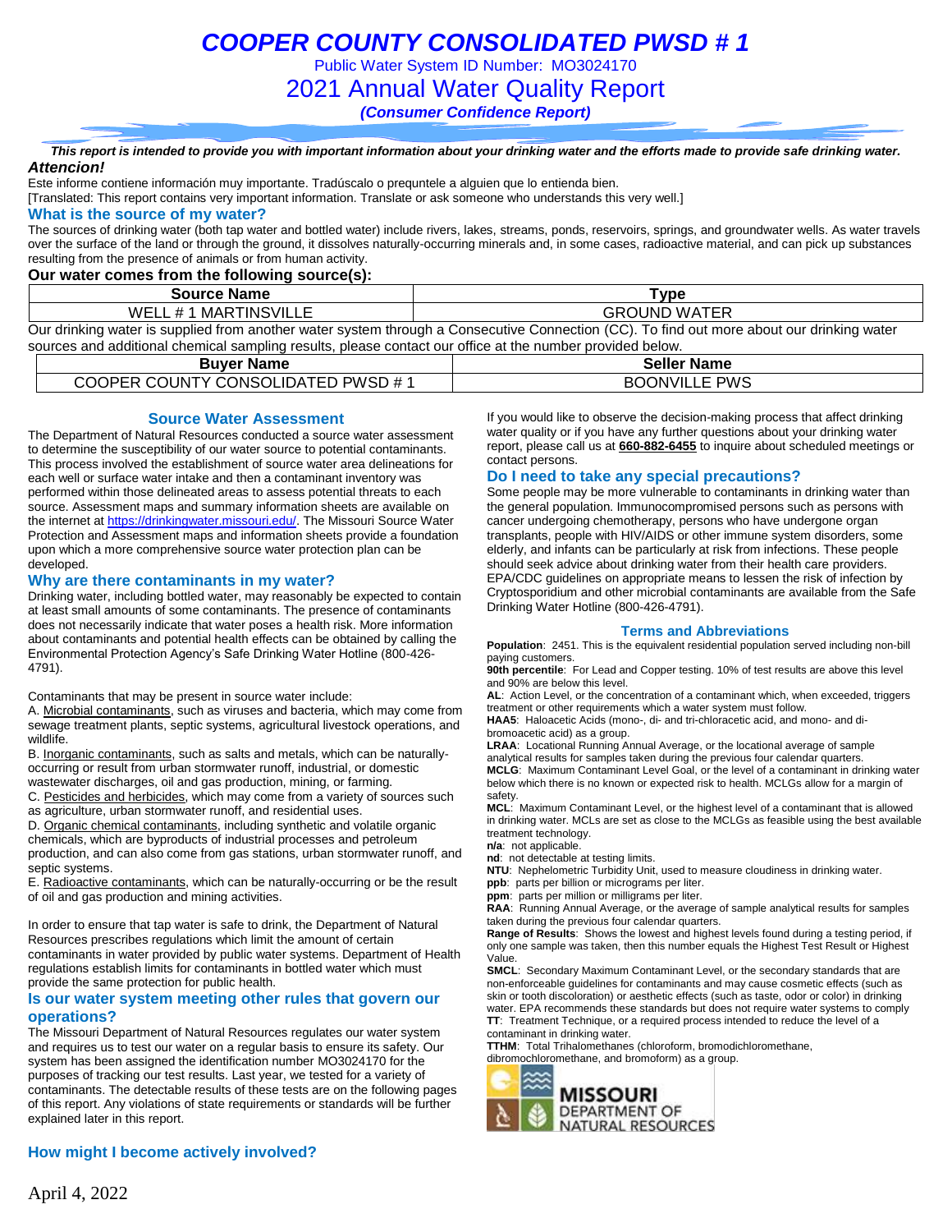# *COOPER COUNTY CONSOLIDATED PWSD # 1*

Public Water System ID Number: MO3024170

## 2021 Annual Water Quality Report

***(Consumer Confidence Report)***

***This report is intended to provide you with important information about your drinking water and the efforts made to provide safe drinking water.***

***Attencion!***

Este informe contiene información muy importante. Tradúscalo o prequntele a alguien que lo entienda bien.
[Translated: This report contains very important information. Translate or ask someone who understands this very well.]

### What is the source of my water?

The sources of drinking water (both tap water and bottled water) include rivers, lakes, streams, ponds, reservoirs, springs, and groundwater wells. As water travels over the surface of the land or through the ground, it dissolves naturally-occurring minerals and, in some cases, radioactive material, and can pick up substances resulting from the presence of animals or from human activity.

**Our water comes from the following source(s):**

| Source Name | Type |
|---|---|
| WELL # 1 MARTINSVILLE | GROUND WATER |

Our drinking water is supplied from another water system through a Consecutive Connection (CC). To find out more about our drinking water sources and additional chemical sampling results, please contact our office at the number provided below.

| Buyer Name | Seller Name |
|---|---|
| COOPER COUNTY CONSOLIDATED PWSD # 1 | BOONVILLE PWS |

### Source Water Assessment

The Department of Natural Resources conducted a source water assessment to determine the susceptibility of our water source to potential contaminants. This process involved the establishment of source water area delineations for each well or surface water intake and then a contaminant inventory was performed within those delineated areas to assess potential threats to each source. Assessment maps and summary information sheets are available on the internet at https://drinkingwater.missouri.edu/. The Missouri Source Water Protection and Assessment maps and information sheets provide a foundation upon which a more comprehensive source water protection plan can be developed.

### Why are there contaminants in my water?

Drinking water, including bottled water, may reasonably be expected to contain at least small amounts of some contaminants. The presence of contaminants does not necessarily indicate that water poses a health risk. More information about contaminants and potential health effects can be obtained by calling the Environmental Protection Agency's Safe Drinking Water Hotline (800-426-4791).

Contaminants that may be present in source water include:

A. Microbial contaminants, such as viruses and bacteria, which may come from sewage treatment plants, septic systems, agricultural livestock operations, and wildlife.
B. Inorganic contaminants, such as salts and metals, which can be naturally-occurring or result from urban stormwater runoff, industrial, or domestic wastewater discharges, oil and gas production, mining, or farming.
C. Pesticides and herbicides, which may come from a variety of sources such as agriculture, urban stormwater runoff, and residential uses.
D. Organic chemical contaminants, including synthetic and volatile organic chemicals, which are byproducts of industrial processes and petroleum production, and can also come from gas stations, urban stormwater runoff, and septic systems.
E. Radioactive contaminants, which can be naturally-occurring or be the result of oil and gas production and mining activities.

In order to ensure that tap water is safe to drink, the Department of Natural Resources prescribes regulations which limit the amount of certain contaminants in water provided by public water systems. Department of Health regulations establish limits for contaminants in bottled water which must provide the same protection for public health.

### Is our water system meeting other rules that govern our operations?

The Missouri Department of Natural Resources regulates our water system and requires us to test our water on a regular basis to ensure its safety. Our system has been assigned the identification number MO3024170 for the purposes of tracking our test results. Last year, we tested for a variety of contaminants. The detectable results of these tests are on the following pages of this report. Any violations of state requirements or standards will be further explained later in this report.

### How might I become actively involved?

If you would like to observe the decision-making process that affect drinking water quality or if you have any further questions about your drinking water report, please call us at **660-882-6455** to inquire about scheduled meetings or contact persons.

### Do I need to take any special precautions?

Some people may be more vulnerable to contaminants in drinking water than the general population. Immunocompromised persons such as persons with cancer undergoing chemotherapy, persons who have undergone organ transplants, people with HIV/AIDS or other immune system disorders, some elderly, and infants can be particularly at risk from infections. These people should seek advice about drinking water from their health care providers. EPA/CDC guidelines on appropriate means to lessen the risk of infection by Cryptosporidium and other microbial contaminants are available from the Safe Drinking Water Hotline (800-426-4791).

### Terms and Abbreviations

**Population**: 2451. This is the equivalent residential population served including non-bill paying customers.
**90th percentile**: For Lead and Copper testing. 10% of test results are above this level and 90% are below this level.
**AL**: Action Level, or the concentration of a contaminant which, when exceeded, triggers treatment or other requirements which a water system must follow.
**HAA5**: Haloacetic Acids (mono-, di- and tri-chloracetic acid, and mono- and di-bromoacetic acid) as a group.
**LRAA**: Locational Running Annual Average, or the locational average of sample analytical results for samples taken during the previous four calendar quarters.
**MCLG**: Maximum Contaminant Level Goal, or the level of a contaminant in drinking water below which there is no known or expected risk to health. MCLGs allow for a margin of safety.
**MCL**: Maximum Contaminant Level, or the highest level of a contaminant that is allowed in drinking water. MCLs are set as close to the MCLGs as feasible using the best available treatment technology.
**n/a**: not applicable.
**nd**: not detectable at testing limits.
**NTU**: Nephelometric Turbidity Unit, used to measure cloudiness in drinking water.
**ppb**: parts per billion or micrograms per liter.
**ppm**: parts per million or milligrams per liter.
**RAA**: Running Annual Average, or the average of sample analytical results for samples taken during the previous four calendar quarters.
**Range of Results**: Shows the lowest and highest levels found during a testing period, if only one sample was taken, then this number equals the Highest Test Result or Highest Value.
**SMCL**: Secondary Maximum Contaminant Level, or the secondary standards that are non-enforceable guidelines for contaminants and may cause cosmetic effects (such as skin or tooth discoloration) or aesthetic effects (such as taste, odor or color) in drinking water. EPA recommends these standards but does not require water systems to comply
**TT**: Treatment Technique, or a required process intended to reduce the level of a contaminant in drinking water.
**TTHM**: Total Trihalomethanes (chloroform, bromodichloromethane, dibromochloromethane, and bromoform) as a group.

MISSOURI DEPARTMENT OF NATURAL RESOURCES

April 4, 2022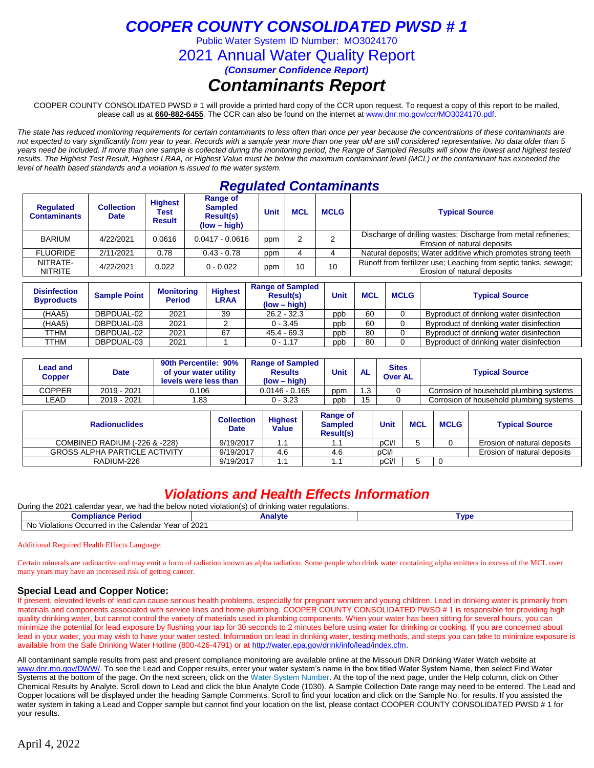# COOPER COUNTY CONSOLIDATED PWSD # 1

Public Water System ID Number: MO3024170

## 2021 Annual Water Quality Report

***(Consumer Confidence Report)***

# *Contaminants Report*

COOPER COUNTY CONSOLIDATED PWSD # 1 will provide a printed hard copy of the CCR upon request. To request a copy of this report to be mailed, please call us at **660-882-6455**. The CCR can also be found on the internet at www.dnr.mo.gov/ccr/MO3024170.pdf.

*The state has reduced monitoring requirements for certain contaminants to less often than once per year because the concentrations of these contaminants are not expected to vary significantly from year to year. Records with a sample year more than one year old are still considered representative. No data older than 5 years need be included. If more than one sample is collected during the monitoring period, the Range of Sampled Results will show the lowest and highest tested results. The Highest Test Result, Highest LRAA, or Highest Value must be below the maximum contaminant level (MCL) or the contaminant has exceeded the level of health based standards and a violation is issued to the water system.*

## *Regulated Contaminants*

| Regulated Contaminants | Collection Date | Highest Test Result | Range of Sampled Result(s) (low – high) | Unit | MCL | MCLG | Typical Source |
|---|---|---|---|---|---|---|---|
| BARIUM | 4/22/2021 | 0.0616 | 0.0417 - 0.0616 | ppm | 2 | 2 | Discharge of drilling wastes; Discharge from metal refineries; Erosion of natural deposits |
| FLUORIDE | 2/11/2021 | 0.78 | 0.43 - 0.78 | ppm | 4 | 4 | Natural deposits; Water additive which promotes strong teeth |
| NITRATE-NITRITE | 4/22/2021 | 0.022 | 0 - 0.022 | ppm | 10 | 10 | Runoff from fertilizer use; Leaching from septic tanks, sewage; Erosion of natural deposits |

| Disinfection Byproducts | Sample Point | Monitoring Period | Highest LRAA | Range of Sampled Result(s) (low – high) | Unit | MCL | MCLG | Typical Source |
|---|---|---|---|---|---|---|---|---|
| (HAA5) | DBPDUAL-02 | 2021 | 39 | 26.2 - 32.3 | ppb | 60 | 0 | Byproduct of drinking water disinfection |
| (HAA5) | DBPDUAL-03 | 2021 | 2 | 0 - 3.45 | ppb | 60 | 0 | Byproduct of drinking water disinfection |
| TTHM | DBPDUAL-02 | 2021 | 67 | 45.4 - 69.3 | ppb | 80 | 0 | Byproduct of drinking water disinfection |
| TTHM | DBPDUAL-03 | 2021 | 1 | 0 - 1.17 | ppb | 80 | 0 | Byproduct of drinking water disinfection |

| Lead and Copper | Date | 90th Percentile: 90% of your water utility levels were less than | Range of Sampled Results (low – high) | Unit | AL | Sites Over AL | Typical Source |
|---|---|---|---|---|---|---|---|
| COPPER | 2019 - 2021 | 0.106 | 0.0146 - 0.165 | ppm | 1.3 | 0 | Corrosion of household plumbing systems |
| LEAD | 2019 - 2021 | 1.83 | 0 - 3.23 | ppb | 15 | 0 | Corrosion of household plumbing systems |

| Radionuclides | Collection Date | Highest Value | Range of Sampled Result(s) | Unit | MCL | MCLG | Typical Source |
|---|---|---|---|---|---|---|---|
| COMBINED RADIUM (-226 & -228) | 9/19/2017 | 1.1 | 1.1 | pCi/l | 5 | 0 | Erosion of natural deposits |
| GROSS ALPHA PARTICLE ACTIVITY | 9/19/2017 | 4.6 | 4.6 | pCi/l | | | Erosion of natural deposits |
| RADIUM-226 | 9/19/2017 | 1.1 | 1.1 | pCi/l | 5 | 0 | |

## *Violations and Health Effects Information*

During the 2021 calendar year, we had the below noted violation(s) of drinking water regulations.

| Compliance Period | Analyte | Type |
|---|---|---|
| No Violations Occurred in the Calendar Year of 2021 | | |

Additional Required Health Effects Language:

Certain minerals are radioactive and may emit a form of radiation known as alpha radiation. Some people who drink water containing alpha emitters in excess of the MCL over many years may have an increased risk of getting cancer.

### Special Lead and Copper Notice:

If present, elevated levels of lead can cause serious health problems, especially for pregnant women and young children. Lead in drinking water is primarily from materials and components associated with service lines and home plumbing. COOPER COUNTY CONSOLIDATED PWSD # 1 is responsible for providing high quality drinking water, but cannot control the variety of materials used in plumbing components. When your water has been sitting for several hours, you can minimize the potential for lead exposure by flushing your tap for 30 seconds to 2 minutes before using water for drinking or cooking. If you are concerned about lead in your water, you may wish to have your water tested. Information on lead in drinking water, testing methods, and steps you can take to minimize exposure is available from the Safe Drinking Water Hotline (800-426-4791) or at http://water.epa.gov/drink/info/lead/index.cfm.

All contaminant sample results from past and present compliance monitoring are available online at the Missouri DNR Drinking Water Watch website at www.dnr.mo.gov/DWW/. To see the Lead and Copper results, enter your water system's name in the box titled Water System Name, then select Find Water Systems at the bottom of the page. On the next screen, click on the Water System Number. At the top of the next page, under the Help column, click on Other Chemical Results by Analyte. Scroll down to Lead and click the blue Analyte Code (1030). A Sample Collection Date range may need to be entered. The Lead and Copper locations will be displayed under the heading Sample Comments. Scroll to find your location and click on the Sample No. for results. If you assisted the water system in taking a Lead and Copper sample but cannot find your location on the list, please contact COOPER COUNTY CONSOLIDATED PWSD # 1 for your results.

April 4, 2022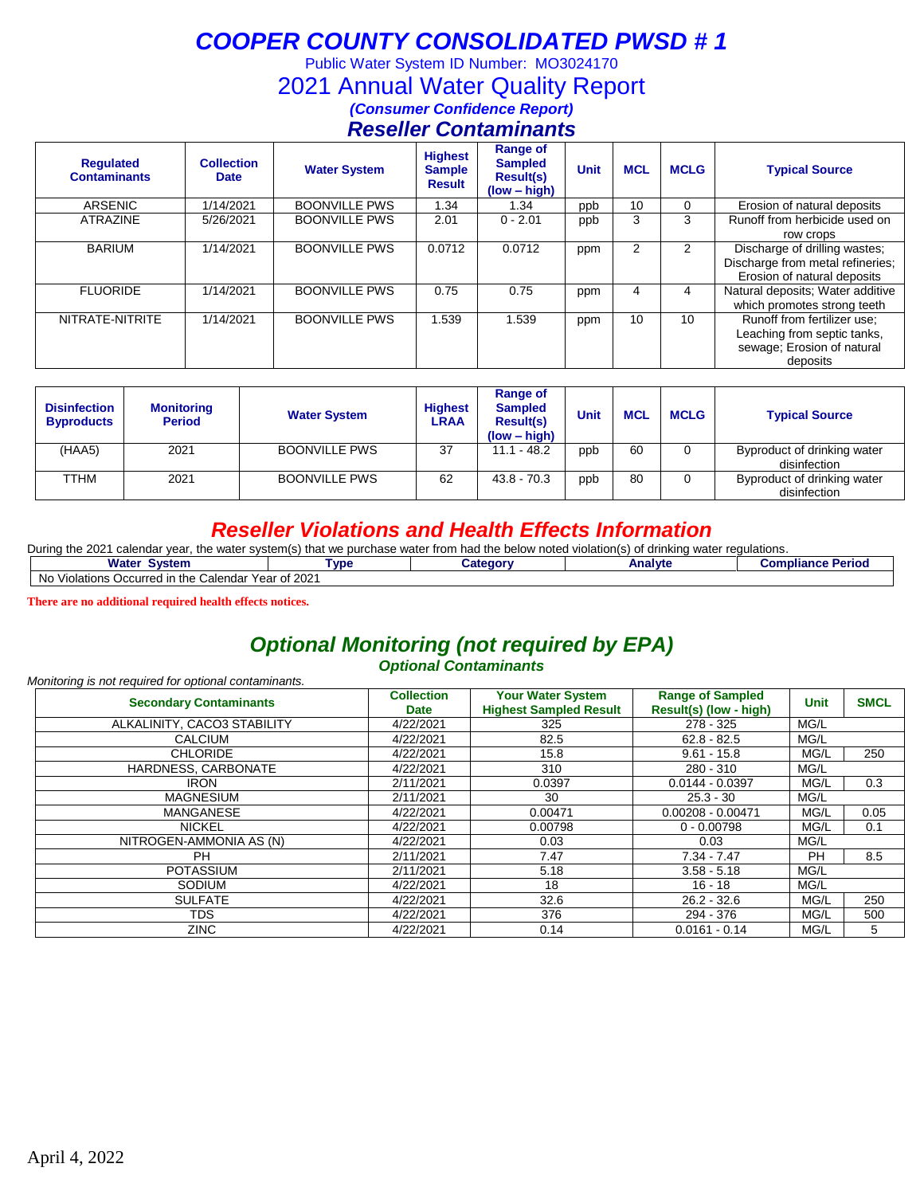# COOPER COUNTY CONSOLIDATED PWSD # 1

Public Water System ID Number: MO3024170

## 2021 Annual Water Quality Report

***(Consumer Confidence Report)***

### *Reseller Contaminants*

| Regulated Contaminants | Collection Date | Water System | Highest Sample Result | Range of Sampled Result(s) (low – high) | Unit | MCL | MCLG | Typical Source |
|---|---|---|---|---|---|---|---|---|
| ARSENIC | 1/14/2021 | BOONVILLE PWS | 1.34 | 1.34 | ppb | 10 | 0 | Erosion of natural deposits |
| ATRAZINE | 5/26/2021 | BOONVILLE PWS | 2.01 | 0 - 2.01 | ppb | 3 | 3 | Runoff from herbicide used on row crops |
| BARIUM | 1/14/2021 | BOONVILLE PWS | 0.0712 | 0.0712 | ppm | 2 | 2 | Discharge of drilling wastes; Discharge from metal refineries; Erosion of natural deposits |
| FLUORIDE | 1/14/2021 | BOONVILLE PWS | 0.75 | 0.75 | ppm | 4 | 4 | Natural deposits; Water additive which promotes strong teeth |
| NITRATE-NITRITE | 1/14/2021 | BOONVILLE PWS | 1.539 | 1.539 | ppm | 10 | 10 | Runoff from fertilizer use; Leaching from septic tanks, sewage; Erosion of natural deposits |

| Disinfection Byproducts | Monitoring Period | Water System | Highest LRAA | Range of Sampled Result(s) (low – high) | Unit | MCL | MCLG | Typical Source |
|---|---|---|---|---|---|---|---|---|
| (HAA5) | 2021 | BOONVILLE PWS | 37 | 11.1 - 48.2 | ppb | 60 | 0 | Byproduct of drinking water disinfection |
| TTHM | 2021 | BOONVILLE PWS | 62 | 43.8 - 70.3 | ppb | 80 | 0 | Byproduct of drinking water disinfection |

## *Reseller Violations and Health Effects Information*

During the 2021 calendar year, the water system(s) that we purchase water from had the below noted violation(s) of drinking water regulations.

| Water System | Type | Category | Analyte | Compliance Period |
|---|---|---|---|---|
| No Violations Occurred in the Calendar Year of 2021 | | | | |

**There are no additional required health effects notices.**

## *Optional Monitoring (not required by EPA)*

### *Optional Contaminants*

*Monitoring is not required for optional contaminants.*

| Secondary Contaminants | Collection Date | Your Water System Highest Sampled Result | Range of Sampled Result(s) (low - high) | Unit | SMCL |
|---|---|---|---|---|---|
| ALKALINITY, CACO3 STABILITY | 4/22/2021 | 325 | 278 - 325 | MG/L | |
| CALCIUM | 4/22/2021 | 82.5 | 62.8 - 82.5 | MG/L | |
| CHLORIDE | 4/22/2021 | 15.8 | 9.61 - 15.8 | MG/L | 250 |
| HARDNESS, CARBONATE | 4/22/2021 | 310 | 280 - 310 | MG/L | |
| IRON | 2/11/2021 | 0.0397 | 0.0144 - 0.0397 | MG/L | 0.3 |
| MAGNESIUM | 2/11/2021 | 30 | 25.3 - 30 | MG/L | |
| MANGANESE | 4/22/2021 | 0.00471 | 0.00208 - 0.00471 | MG/L | 0.05 |
| NICKEL | 4/22/2021 | 0.00798 | 0 - 0.00798 | MG/L | 0.1 |
| NITROGEN-AMMONIA AS (N) | 4/22/2021 | 0.03 | 0.03 | MG/L | |
| PH | 2/11/2021 | 7.47 | 7.34 - 7.47 | PH | 8.5 |
| POTASSIUM | 2/11/2021 | 5.18 | 3.58 - 5.18 | MG/L | |
| SODIUM | 4/22/2021 | 18 | 16 - 18 | MG/L | |
| SULFATE | 4/22/2021 | 32.6 | 26.2 - 32.6 | MG/L | 250 |
| TDS | 4/22/2021 | 376 | 294 - 376 | MG/L | 500 |
| ZINC | 4/22/2021 | 0.14 | 0.0161 - 0.14 | MG/L | 5 |

April 4, 2022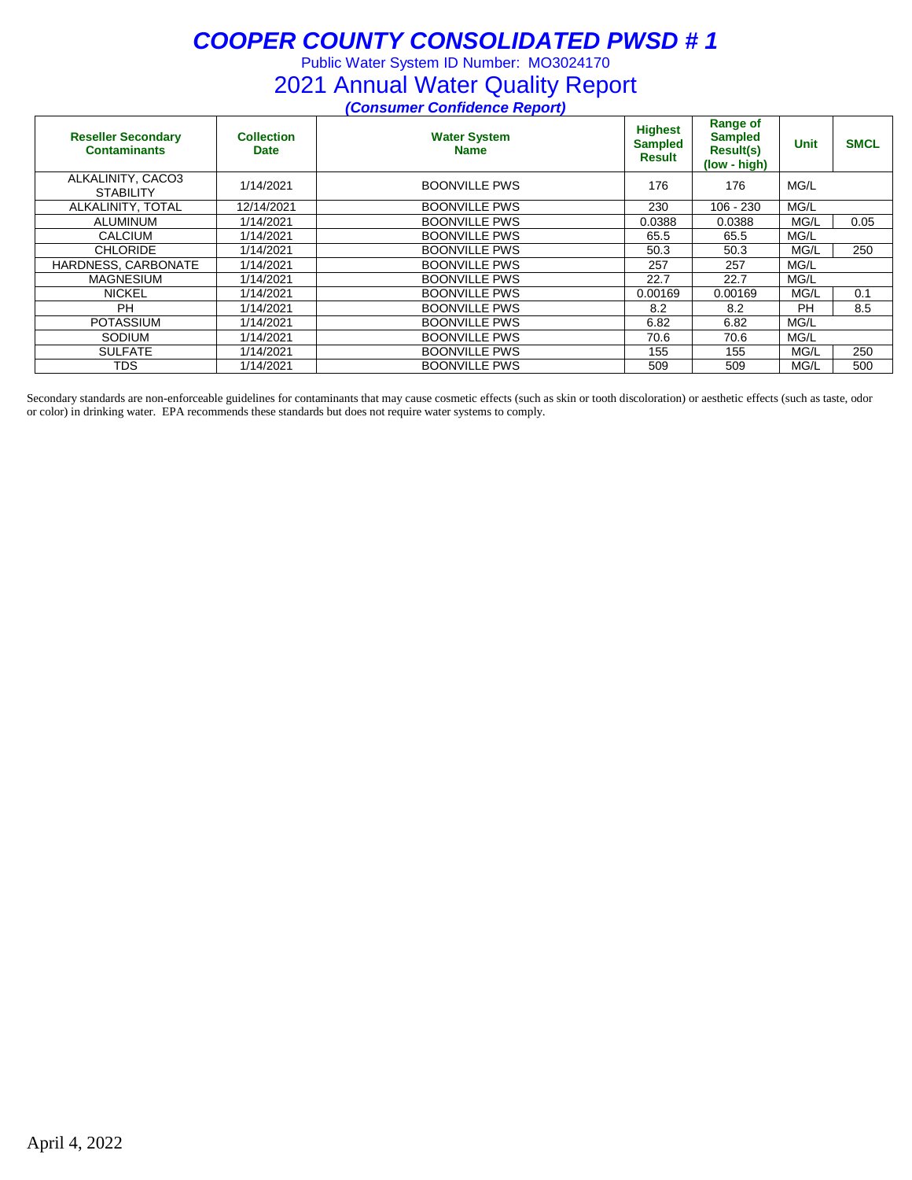# COOPER COUNTY CONSOLIDATED PWSD # 1

Public Water System ID Number: MO3024170

## 2021 Annual Water Quality Report

***(Consumer Confidence Report)***

| Reseller Secondary Contaminants | Collection Date | Water System Name | Highest Sampled Result | Range of Sampled Result(s) (low - high) | Unit | SMCL |
|---|---|---|---|---|---|---|
| ALKALINITY, CACO3 STABILITY | 1/14/2021 | BOONVILLE PWS | 176 | 176 | MG/L | |
| ALKALINITY, TOTAL | 12/14/2021 | BOONVILLE PWS | 230 | 106 - 230 | MG/L | |
| ALUMINUM | 1/14/2021 | BOONVILLE PWS | 0.0388 | 0.0388 | MG/L | 0.05 |
| CALCIUM | 1/14/2021 | BOONVILLE PWS | 65.5 | 65.5 | MG/L | |
| CHLORIDE | 1/14/2021 | BOONVILLE PWS | 50.3 | 50.3 | MG/L | 250 |
| HARDNESS, CARBONATE | 1/14/2021 | BOONVILLE PWS | 257 | 257 | MG/L | |
| MAGNESIUM | 1/14/2021 | BOONVILLE PWS | 22.7 | 22.7 | MG/L | |
| NICKEL | 1/14/2021 | BOONVILLE PWS | 0.00169 | 0.00169 | MG/L | 0.1 |
| PH | 1/14/2021 | BOONVILLE PWS | 8.2 | 8.2 | PH | 8.5 |
| POTASSIUM | 1/14/2021 | BOONVILLE PWS | 6.82 | 6.82 | MG/L | |
| SODIUM | 1/14/2021 | BOONVILLE PWS | 70.6 | 70.6 | MG/L | |
| SULFATE | 1/14/2021 | BOONVILLE PWS | 155 | 155 | MG/L | 250 |
| TDS | 1/14/2021 | BOONVILLE PWS | 509 | 509 | MG/L | 500 |

Secondary standards are non-enforceable guidelines for contaminants that may cause cosmetic effects (such as skin or tooth discoloration) or aesthetic effects (such as taste, odor or color) in drinking water. EPA recommends these standards but does not require water systems to comply.

April 4, 2022